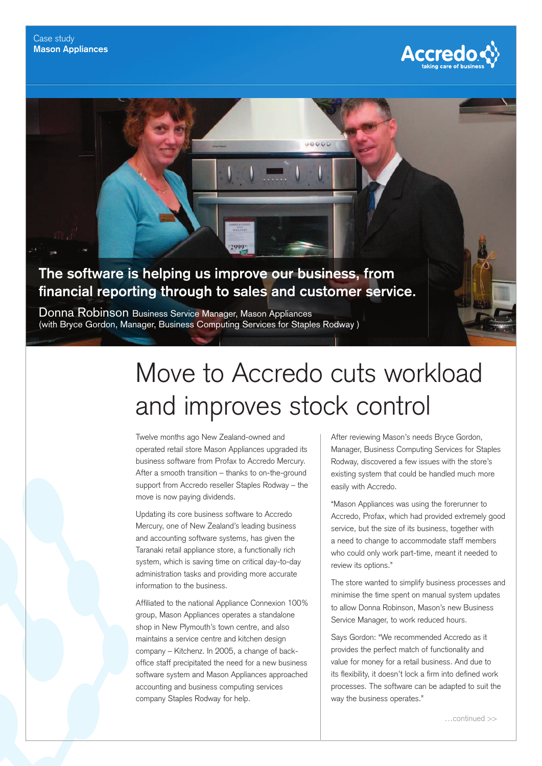Case study
**Mason Appliances**

Accredo taking care of business

**The software is helping us improve our business, from financial reporting through to sales and customer service.**

Donna Robinson Business Service Manager, Mason Appliances
(with Bryce Gordon, Manager, Business Computing Services for Staples Rodway )

# Move to Accredo cuts workload and improves stock control

Twelve months ago New Zealand-owned and operated retail store Mason Appliances upgraded its business software from Profax to Accredo Mercury. After a smooth transition – thanks to on-the-ground support from Accredo reseller Staples Rodway – the move is now paying dividends.

Updating its core business software to Accredo Mercury, one of New Zealand's leading business and accounting software systems, has given the Taranaki retail appliance store, a functionally rich system, which is saving time on critical day-to-day administration tasks and providing more accurate information to the business.

Affiliated to the national Appliance Connexion 100% group, Mason Appliances operates a standalone shop in New Plymouth's town centre, and also maintains a service centre and kitchen design company – Kitchenz. In 2005, a change of back-office staff precipitated the need for a new business software system and Mason Appliances approached accounting and business computing services company Staples Rodway for help.

After reviewing Mason's needs Bryce Gordon, Manager, Business Computing Services for Staples Rodway, discovered a few issues with the store's existing system that could be handled much more easily with Accredo.

"Mason Appliances was using the forerunner to Accredo, Profax, which had provided extremely good service, but the size of its business, together with a need to change to accommodate staff members who could only work part-time, meant it needed to review its options."

The store wanted to simplify business processes and minimise the time spent on manual system updates to allow Donna Robinson, Mason's new Business Service Manager, to work reduced hours.

Says Gordon: "We recommended Accredo as it provides the perfect match of functionality and value for money for a retail business. And due to its flexibility, it doesn't lock a firm into defined work processes. The software can be adapted to suit the way the business operates."

…continued >>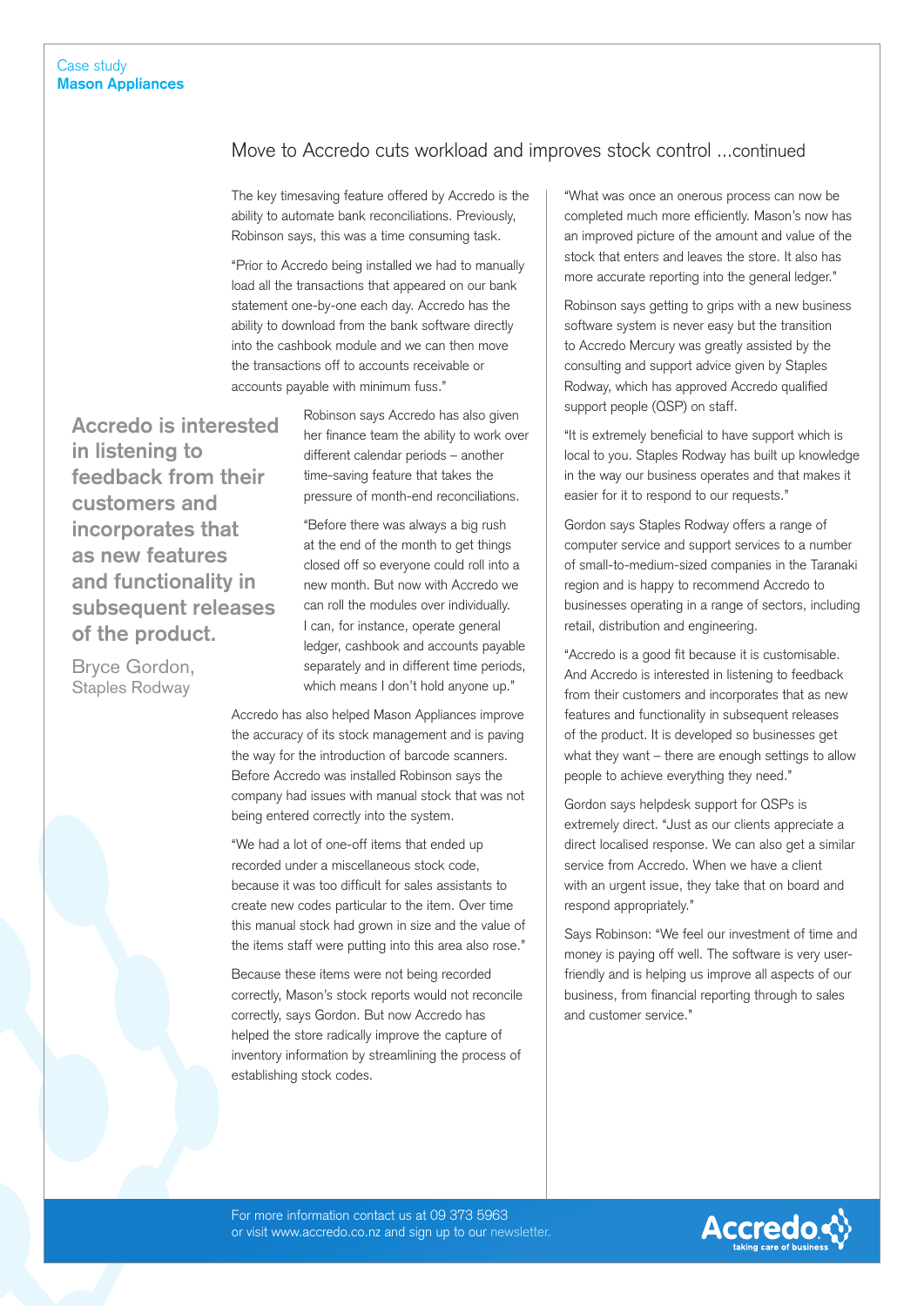Case study
**Mason Appliances**

## Move to Accredo cuts workload and improves stock control ...continued

The key timesaving feature offered by Accredo is the ability to automate bank reconciliations. Previously, Robinson says, this was a time consuming task.

"Prior to Accredo being installed we had to manually load all the transactions that appeared on our bank statement one-by-one each day. Accredo has the ability to download from the bank software directly into the cashbook module and we can then move the transactions off to accounts receivable or accounts payable with minimum fuss."

> **Accredo is interested in listening to feedback from their customers and incorporates that as new features and functionality in subsequent releases of the product.**
>
> Bryce Gordon,
> Staples Rodway

Robinson says Accredo has also given her finance team the ability to work over different calendar periods – another time-saving feature that takes the pressure of month-end reconciliations.

"Before there was always a big rush at the end of the month to get things closed off so everyone could roll into a new month. But now with Accredo we can roll the modules over individually. I can, for instance, operate general ledger, cashbook and accounts payable separately and in different time periods, which means I don't hold anyone up."

Accredo has also helped Mason Appliances improve the accuracy of its stock management and is paving the way for the introduction of barcode scanners. Before Accredo was installed Robinson says the company had issues with manual stock that was not being entered correctly into the system.

"We had a lot of one-off items that ended up recorded under a miscellaneous stock code, because it was too difficult for sales assistants to create new codes particular to the item. Over time this manual stock had grown in size and the value of the items staff were putting into this area also rose."

Because these items were not being recorded correctly, Mason's stock reports would not reconcile correctly, says Gordon. But now Accredo has helped the store radically improve the capture of inventory information by streamlining the process of establishing stock codes.

"What was once an onerous process can now be completed much more efficiently. Mason's now has an improved picture of the amount and value of the stock that enters and leaves the store. It also has more accurate reporting into the general ledger."

Robinson says getting to grips with a new business software system is never easy but the transition to Accredo Mercury was greatly assisted by the consulting and support advice given by Staples Rodway, which has approved Accredo qualified support people (QSP) on staff.

"It is extremely beneficial to have support which is local to you. Staples Rodway has built up knowledge in the way our business operates and that makes it easier for it to respond to our requests."

Gordon says Staples Rodway offers a range of computer service and support services to a number of small-to-medium-sized companies in the Taranaki region and is happy to recommend Accredo to businesses operating in a range of sectors, including retail, distribution and engineering.

"Accredo is a good fit because it is customisable. And Accredo is interested in listening to feedback from their customers and incorporates that as new features and functionality in subsequent releases of the product. It is developed so businesses get what they want – there are enough settings to allow people to achieve everything they need."

Gordon says helpdesk support for QSPs is extremely direct. "Just as our clients appreciate a direct localised response. We can also get a similar service from Accredo. When we have a client with an urgent issue, they take that on board and respond appropriately."

Says Robinson: "We feel our investment of time and money is paying off well. The software is very user-friendly and is helping us improve all aspects of our business, from financial reporting through to sales and customer service."

For more information contact us at 09 373 5963
or visit www.accredo.co.nz and sign up to our newsletter.

Accredo
taking care of business